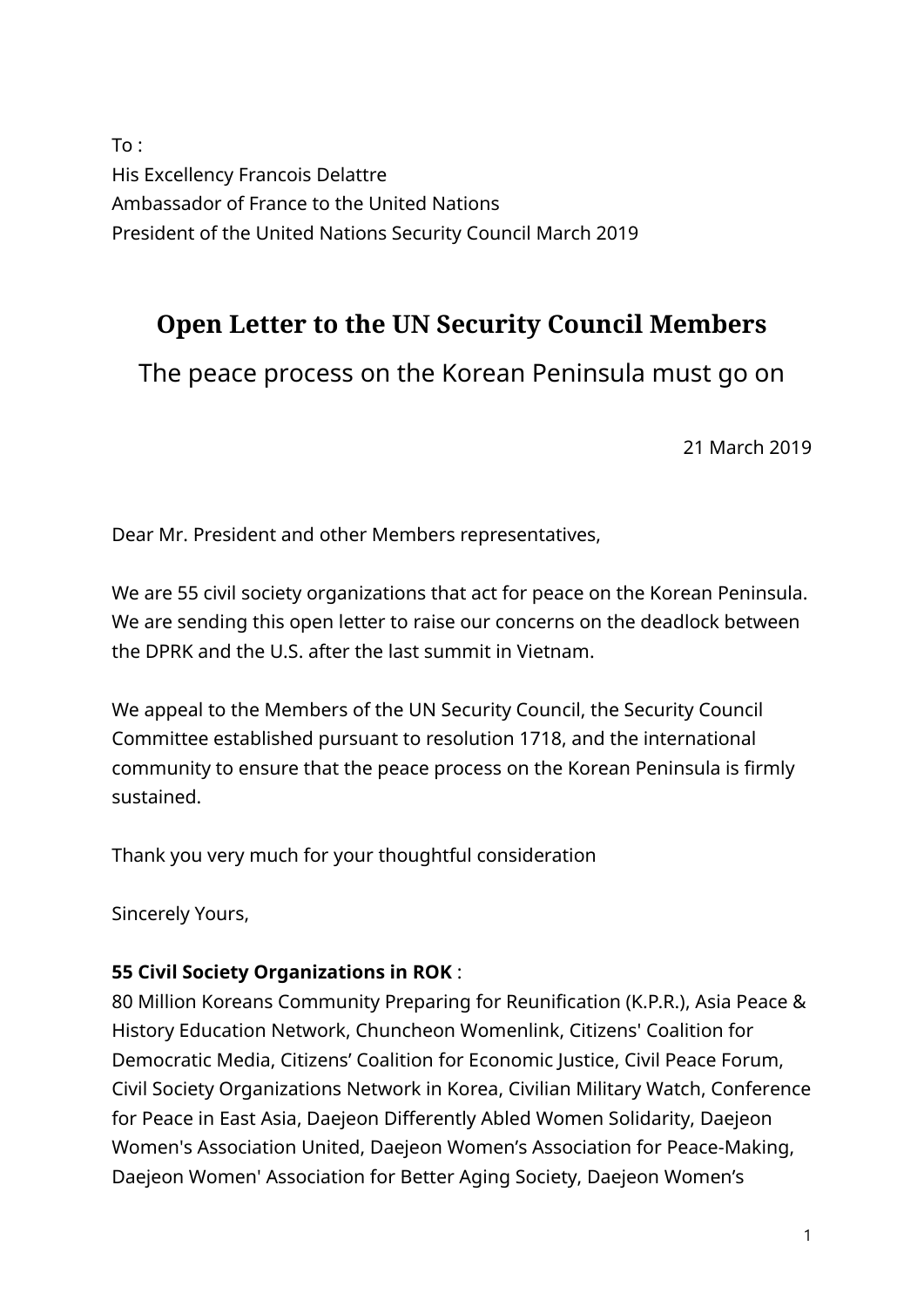To :
His Excellency Francois Delattre
Ambassador of France to the United Nations
President of the United Nations Security Council March 2019

# Open Letter to the UN Security Council Members

The peace process on the Korean Peninsula must go on

21 March 2019

Dear Mr. President and other Members representatives,

We are 55 civil society organizations that act for peace on the Korean Peninsula. We are sending this open letter to raise our concerns on the deadlock between the DPRK and the U.S. after the last summit in Vietnam.

We appeal to the Members of the UN Security Council, the Security Council Committee established pursuant to resolution 1718, and the international community to ensure that the peace process on the Korean Peninsula is firmly sustained.

Thank you very much for your thoughtful consideration

Sincerely Yours,

**55 Civil Society Organizations in ROK** :
80 Million Koreans Community Preparing for Reunification (K.P.R.), Asia Peace & History Education Network, Chuncheon Womenlink, Citizens' Coalition for Democratic Media, Citizens' Coalition for Economic Justice, Civil Peace Forum, Civil Society Organizations Network in Korea, Civilian Military Watch, Conference for Peace in East Asia, Daejeon Differently Abled Women Solidarity, Daejeon Women's Association United, Daejeon Women's Association for Peace-Making, Daejeon Women' Association for Better Aging Society, Daejeon Women's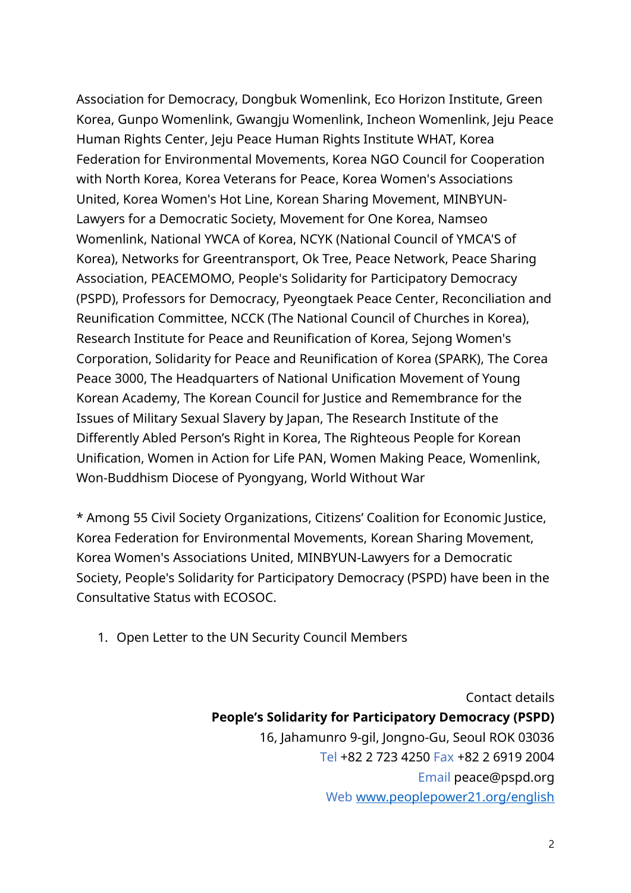Association for Democracy, Dongbuk Womenlink, Eco Horizon Institute, Green Korea, Gunpo Womenlink, Gwangju Womenlink, Incheon Womenlink, Jeju Peace Human Rights Center, Jeju Peace Human Rights Institute WHAT, Korea Federation for Environmental Movements, Korea NGO Council for Cooperation with North Korea, Korea Veterans for Peace, Korea Women's Associations United, Korea Women's Hot Line, Korean Sharing Movement, MINBYUN-Lawyers for a Democratic Society, Movement for One Korea, Namseo Womenlink, National YWCA of Korea, NCYK (National Council of YMCA'S of Korea), Networks for Greentransport, Ok Tree, Peace Network, Peace Sharing Association, PEACEMOMO, People's Solidarity for Participatory Democracy (PSPD), Professors for Democracy, Pyeongtaek Peace Center, Reconciliation and Reunification Committee, NCCK (The National Council of Churches in Korea), Research Institute for Peace and Reunification of Korea, Sejong Women's Corporation, Solidarity for Peace and Reunification of Korea (SPARK), The Corea Peace 3000, The Headquarters of National Unification Movement of Young Korean Academy, The Korean Council for Justice and Remembrance for the Issues of Military Sexual Slavery by Japan, The Research Institute of the Differently Abled Person's Right in Korea, The Righteous People for Korean Unification, Women in Action for Life PAN, Women Making Peace, Womenlink, Won-Buddhism Diocese of Pyongyang, World Without War

* Among 55 Civil Society Organizations, Citizens' Coalition for Economic Justice, Korea Federation for Environmental Movements, Korean Sharing Movement, Korea Women's Associations United, MINBYUN-Lawyers for a Democratic Society, People's Solidarity for Participatory Democracy (PSPD) have been in the Consultative Status with ECOSOC.

1. Open Letter to the UN Security Council Members

Contact details
**People's Solidarity for Participatory Democracy (PSPD)**
16, Jahamunro 9-gil, Jongno-Gu, Seoul ROK 03036
Tel +82 2 723 4250 Fax +82 2 6919 2004
Email peace@pspd.org
Web [www.peoplepower21.org/english](www.peoplepower21.org/english)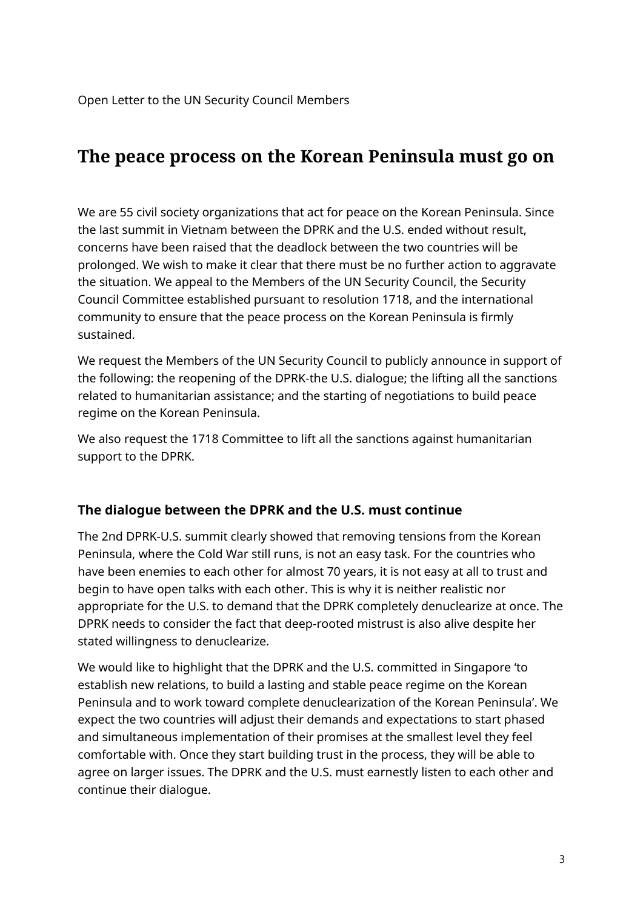Open Letter to the UN Security Council Members

# The peace process on the Korean Peninsula must go on

We are 55 civil society organizations that act for peace on the Korean Peninsula. Since the last summit in Vietnam between the DPRK and the U.S. ended without result, concerns have been raised that the deadlock between the two countries will be prolonged. We wish to make it clear that there must be no further action to aggravate the situation. We appeal to the Members of the UN Security Council, the Security Council Committee established pursuant to resolution 1718, and the international community to ensure that the peace process on the Korean Peninsula is firmly sustained.

We request the Members of the UN Security Council to publicly announce in support of the following: the reopening of the DPRK-the U.S. dialogue; the lifting all the sanctions related to humanitarian assistance; and the starting of negotiations to build peace regime on the Korean Peninsula.

We also request the 1718 Committee to lift all the sanctions against humanitarian support to the DPRK.

### The dialogue between the DPRK and the U.S. must continue

The 2nd DPRK-U.S. summit clearly showed that removing tensions from the Korean Peninsula, where the Cold War still runs, is not an easy task. For the countries who have been enemies to each other for almost 70 years, it is not easy at all to trust and begin to have open talks with each other. This is why it is neither realistic nor appropriate for the U.S. to demand that the DPRK completely denuclearize at once. The DPRK needs to consider the fact that deep-rooted mistrust is also alive despite her stated willingness to denuclearize.

We would like to highlight that the DPRK and the U.S. committed in Singapore 'to establish new relations, to build a lasting and stable peace regime on the Korean Peninsula and to work toward complete denuclearization of the Korean Peninsula'. We expect the two countries will adjust their demands and expectations to start phased and simultaneous implementation of their promises at the smallest level they feel comfortable with. Once they start building trust in the process, they will be able to agree on larger issues. The DPRK and the U.S. must earnestly listen to each other and continue their dialogue.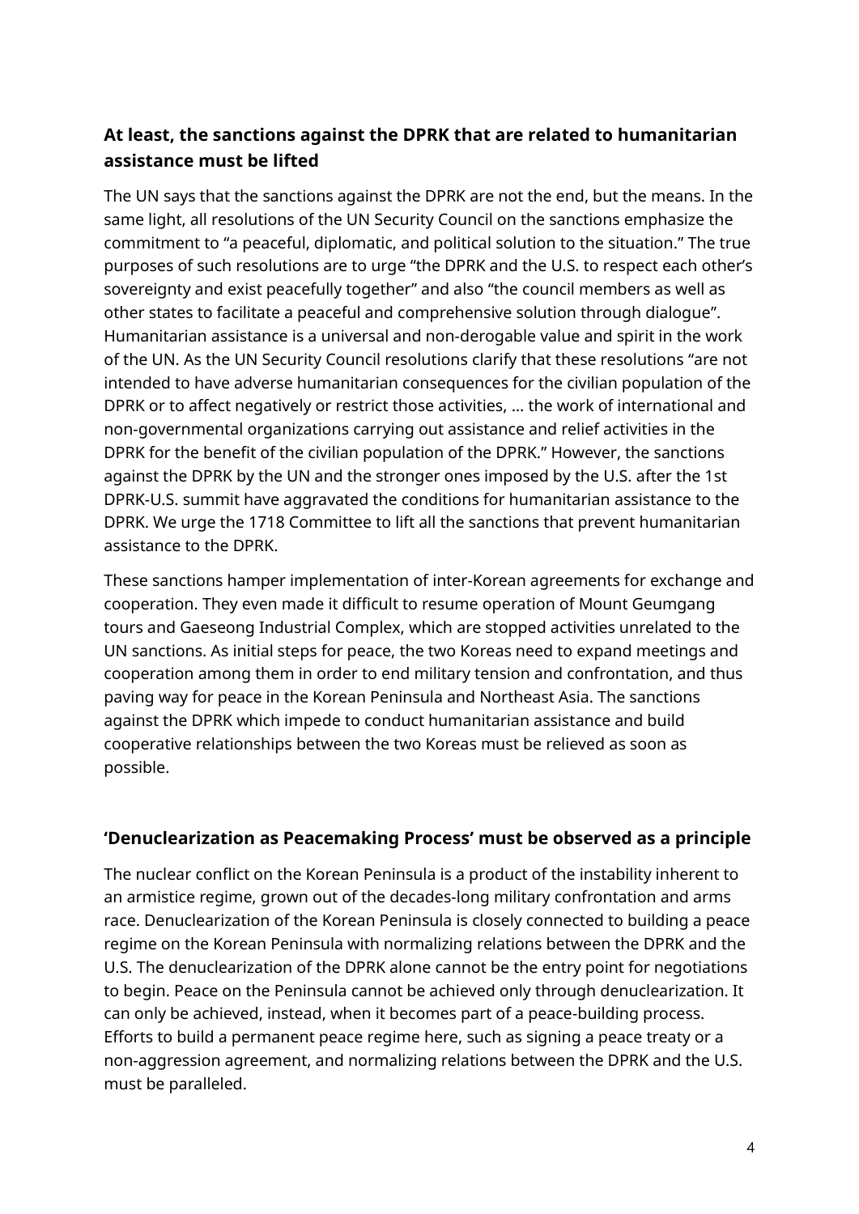### At least, the sanctions against the DPRK that are related to humanitarian assistance must be lifted

The UN says that the sanctions against the DPRK are not the end, but the means. In the same light, all resolutions of the UN Security Council on the sanctions emphasize the commitment to "a peaceful, diplomatic, and political solution to the situation." The true purposes of such resolutions are to urge "the DPRK and the U.S. to respect each other's sovereignty and exist peacefully together" and also "the council members as well as other states to facilitate a peaceful and comprehensive solution through dialogue". Humanitarian assistance is a universal and non-derogable value and spirit in the work of the UN. As the UN Security Council resolutions clarify that these resolutions "are not intended to have adverse humanitarian consequences for the civilian population of the DPRK or to affect negatively or restrict those activities, ... the work of international and non-governmental organizations carrying out assistance and relief activities in the DPRK for the benefit of the civilian population of the DPRK." However, the sanctions against the DPRK by the UN and the stronger ones imposed by the U.S. after the 1st DPRK-U.S. summit have aggravated the conditions for humanitarian assistance to the DPRK. We urge the 1718 Committee to lift all the sanctions that prevent humanitarian assistance to the DPRK.

These sanctions hamper implementation of inter-Korean agreements for exchange and cooperation. They even made it difficult to resume operation of Mount Geumgang tours and Gaeseong Industrial Complex, which are stopped activities unrelated to the UN sanctions. As initial steps for peace, the two Koreas need to expand meetings and cooperation among them in order to end military tension and confrontation, and thus paving way for peace in the Korean Peninsula and Northeast Asia. The sanctions against the DPRK which impede to conduct humanitarian assistance and build cooperative relationships between the two Koreas must be relieved as soon as possible.

### 'Denuclearization as Peacemaking Process' must be observed as a principle

The nuclear conflict on the Korean Peninsula is a product of the instability inherent to an armistice regime, grown out of the decades-long military confrontation and arms race. Denuclearization of the Korean Peninsula is closely connected to building a peace regime on the Korean Peninsula with normalizing relations between the DPRK and the U.S. The denuclearization of the DPRK alone cannot be the entry point for negotiations to begin. Peace on the Peninsula cannot be achieved only through denuclearization. It can only be achieved, instead, when it becomes part of a peace-building process. Efforts to build a permanent peace regime here, such as signing a peace treaty or a non-aggression agreement, and normalizing relations between the DPRK and the U.S. must be paralleled.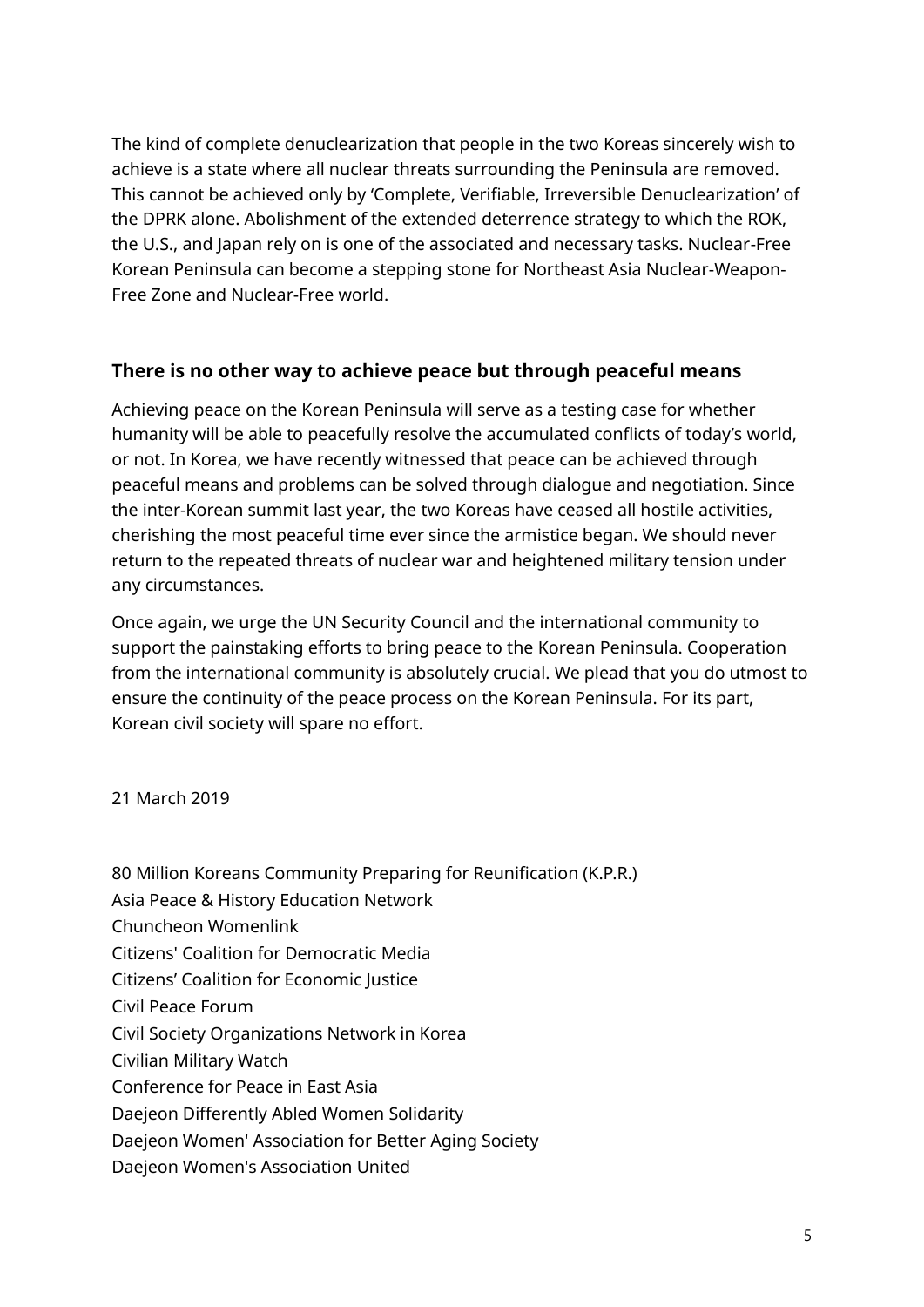The kind of complete denuclearization that people in the two Koreas sincerely wish to achieve is a state where all nuclear threats surrounding the Peninsula are removed. This cannot be achieved only by 'Complete, Verifiable, Irreversible Denuclearization' of the DPRK alone. Abolishment of the extended deterrence strategy to which the ROK, the U.S., and Japan rely on is one of the associated and necessary tasks. Nuclear-Free Korean Peninsula can become a stepping stone for Northeast Asia Nuclear-Weapon-Free Zone and Nuclear-Free world.

## There is no other way to achieve peace but through peaceful means

Achieving peace on the Korean Peninsula will serve as a testing case for whether humanity will be able to peacefully resolve the accumulated conflicts of today's world, or not. In Korea, we have recently witnessed that peace can be achieved through peaceful means and problems can be solved through dialogue and negotiation. Since the inter-Korean summit last year, the two Koreas have ceased all hostile activities, cherishing the most peaceful time ever since the armistice began. We should never return to the repeated threats of nuclear war and heightened military tension under any circumstances.

Once again, we urge the UN Security Council and the international community to support the painstaking efforts to bring peace to the Korean Peninsula. Cooperation from the international community is absolutely crucial. We plead that you do utmost to ensure the continuity of the peace process on the Korean Peninsula. For its part, Korean civil society will spare no effort.

21 March 2019

80 Million Koreans Community Preparing for Reunification (K.P.R.)
Asia Peace & History Education Network
Chuncheon Womenlink
Citizens' Coalition for Democratic Media
Citizens' Coalition for Economic Justice
Civil Peace Forum
Civil Society Organizations Network in Korea
Civilian Military Watch
Conference for Peace in East Asia
Daejeon Differently Abled Women Solidarity
Daejeon Women' Association for Better Aging Society
Daejeon Women's Association United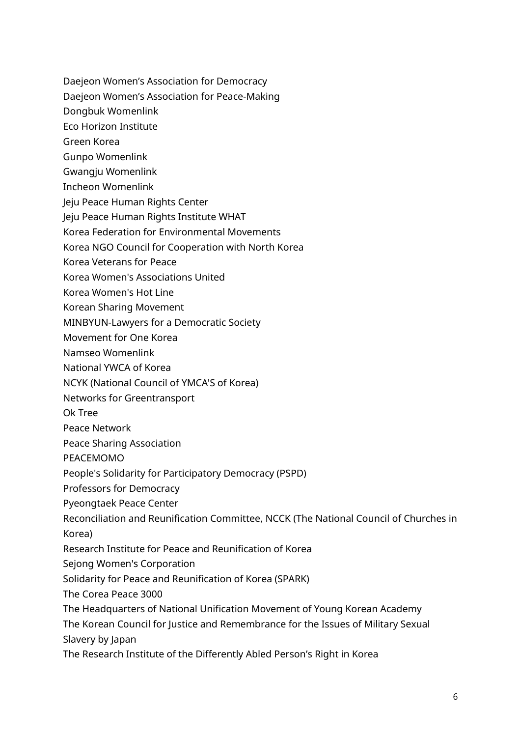Daejeon Women’s Association for Democracy
Daejeon Women’s Association for Peace-Making
Dongbuk Womenlink
Eco Horizon Institute
Green Korea
Gunpo Womenlink
Gwangju Womenlink
Incheon Womenlink
Jeju Peace Human Rights Center
Jeju Peace Human Rights Institute WHAT
Korea Federation for Environmental Movements
Korea NGO Council for Cooperation with North Korea
Korea Veterans for Peace
Korea Women's Associations United
Korea Women's Hot Line
Korean Sharing Movement
MINBYUN-Lawyers for a Democratic Society
Movement for One Korea
Namseo Womenlink
National YWCA of Korea
NCYK (National Council of YMCA'S of Korea)
Networks for Greentransport
Ok Tree
Peace Network
Peace Sharing Association
PEACEMOMO
People's Solidarity for Participatory Democracy (PSPD)
Professors for Democracy
Pyeongtaek Peace Center
Reconciliation and Reunification Committee, NCCK (The National Council of Churches in Korea)
Research Institute for Peace and Reunification of Korea
Sejong Women's Corporation
Solidarity for Peace and Reunification of Korea (SPARK)
The Corea Peace 3000
The Headquarters of National Unification Movement of Young Korean Academy
The Korean Council for Justice and Remembrance for the Issues of Military Sexual Slavery by Japan
The Research Institute of the Differently Abled Person’s Right in Korea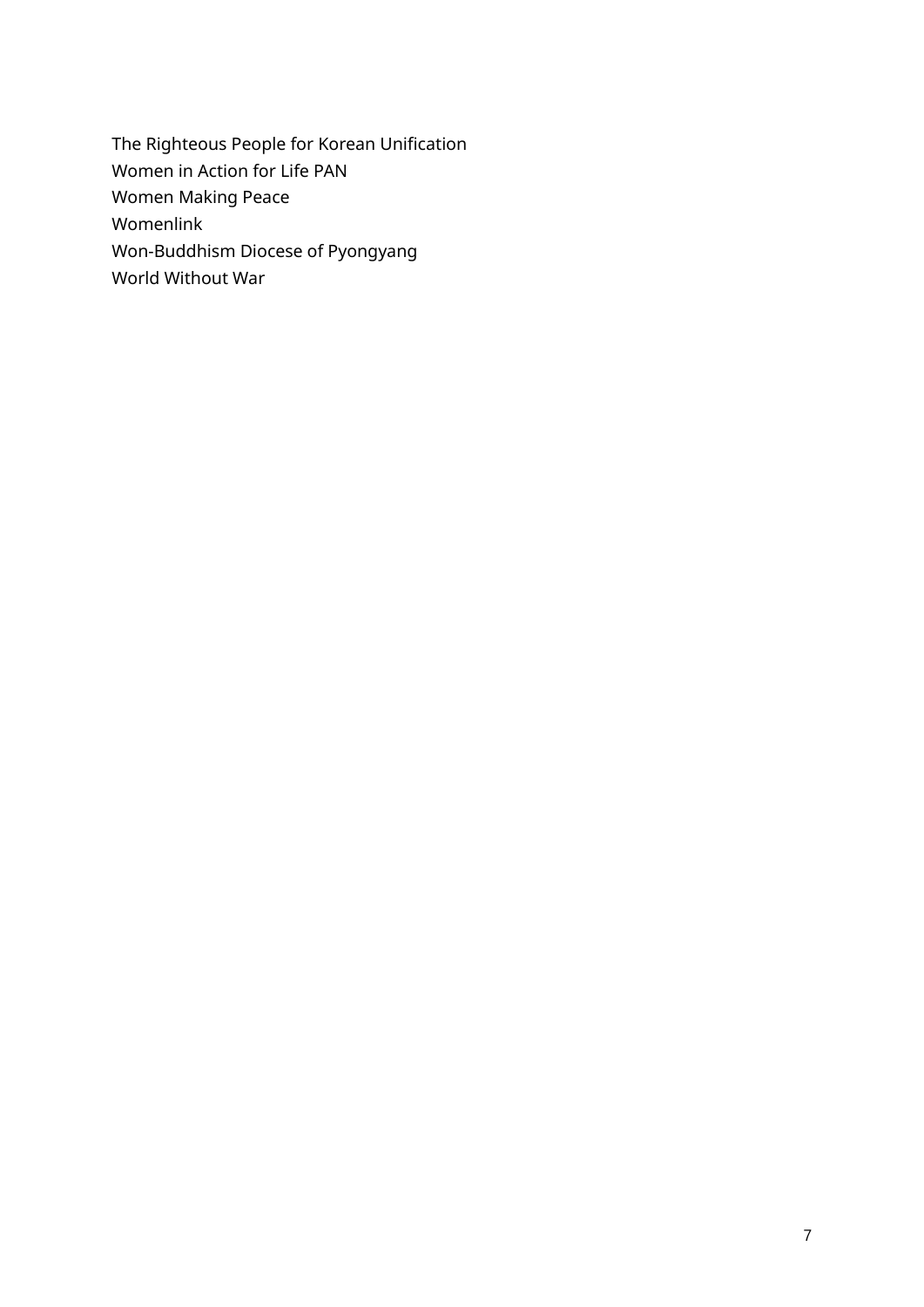The Righteous People for Korean Unification
Women in Action for Life PAN
Women Making Peace
Womenlink
Won-Buddhism Diocese of Pyongyang
World Without War